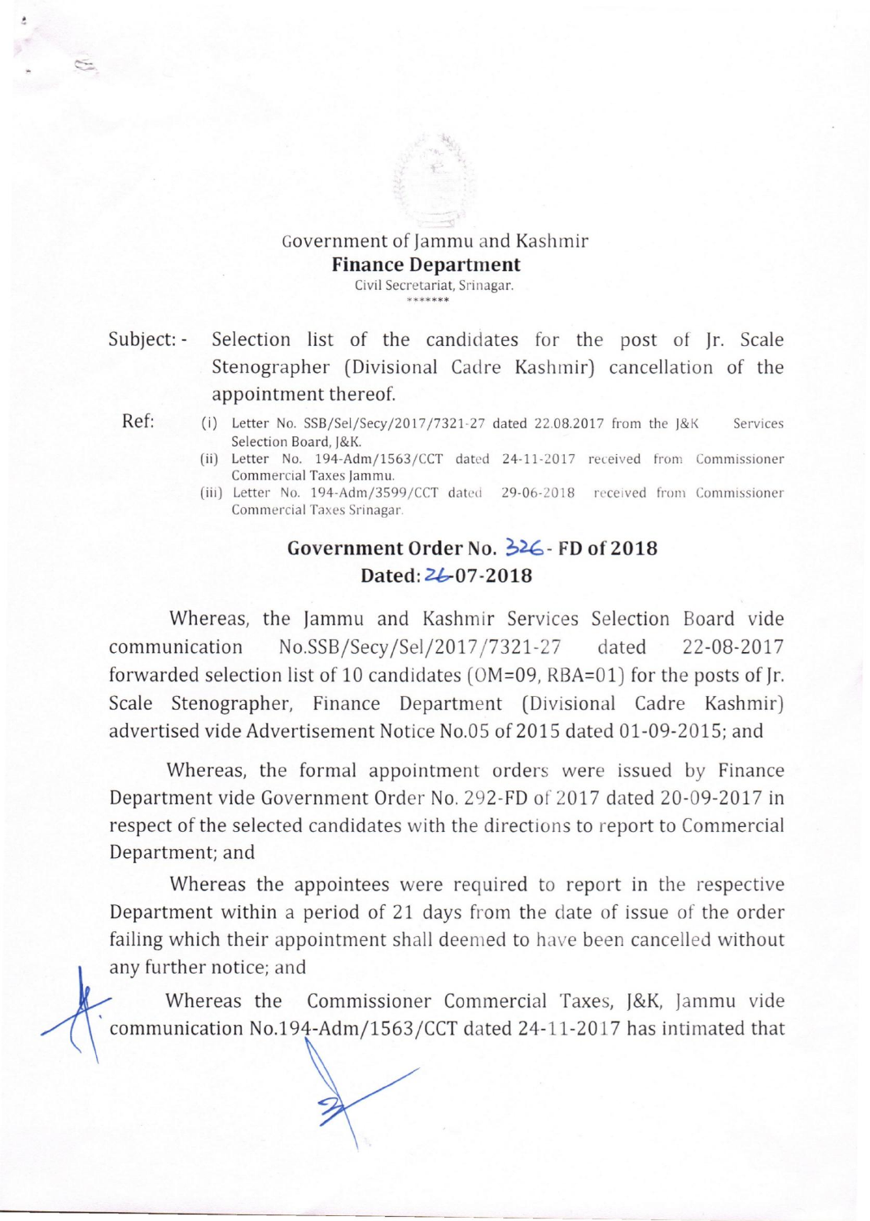Government of Jammu and Kashmir

**Finance Department**

Civil Secretariat, Srinagar.

\*\*\*\*\*\*\*

Subject: - Selection list of the candidates for the post of Jr. Scale Stenographer (Divisional Cadre Kashmir) cancellation of the appointment thereof.

Ref:

(i) Letter No. SSB/Sel/Secy/2017/7321-27 dated 22.08.2017 from the J&K Services Selection Board, J&K.

(ii) Letter No. 194-Adm/1563/CCT dated 24-11-2017 received from Commissioner Commercial Taxes Jammu.

(iii) Letter No. 194-Adm/3599/CCT dated 29-06-2018 received from Commissioner Commercial Taxes Srinagar.

**Government Order No. 326 - FD of 2018**

**Dated: 26-07-2018**

Whereas, the Jammu and Kashmir Services Selection Board vide communication No.SSB/Secy/Sel/2017/7321-27 dated 22-08-2017 forwarded selection list of 10 candidates (OM=09, RBA=01) for the posts of Jr. Scale Stenographer, Finance Department (Divisional Cadre Kashmir) advertised vide Advertisement Notice No.05 of 2015 dated 01-09-2015; and

Whereas, the formal appointment orders were issued by Finance Department vide Government Order No. 292-FD of 2017 dated 20-09-2017 in respect of the selected candidates with the directions to report to Commercial Department; and

Whereas the appointees were required to report in the respective Department within a period of 21 days from the date of issue of the order failing which their appointment shall deemed to have been cancelled without any further notice; and

Whereas the Commissioner Commercial Taxes, J&K, Jammu vide communication No.194-Adm/1563/CCT dated 24-11-2017 has intimated that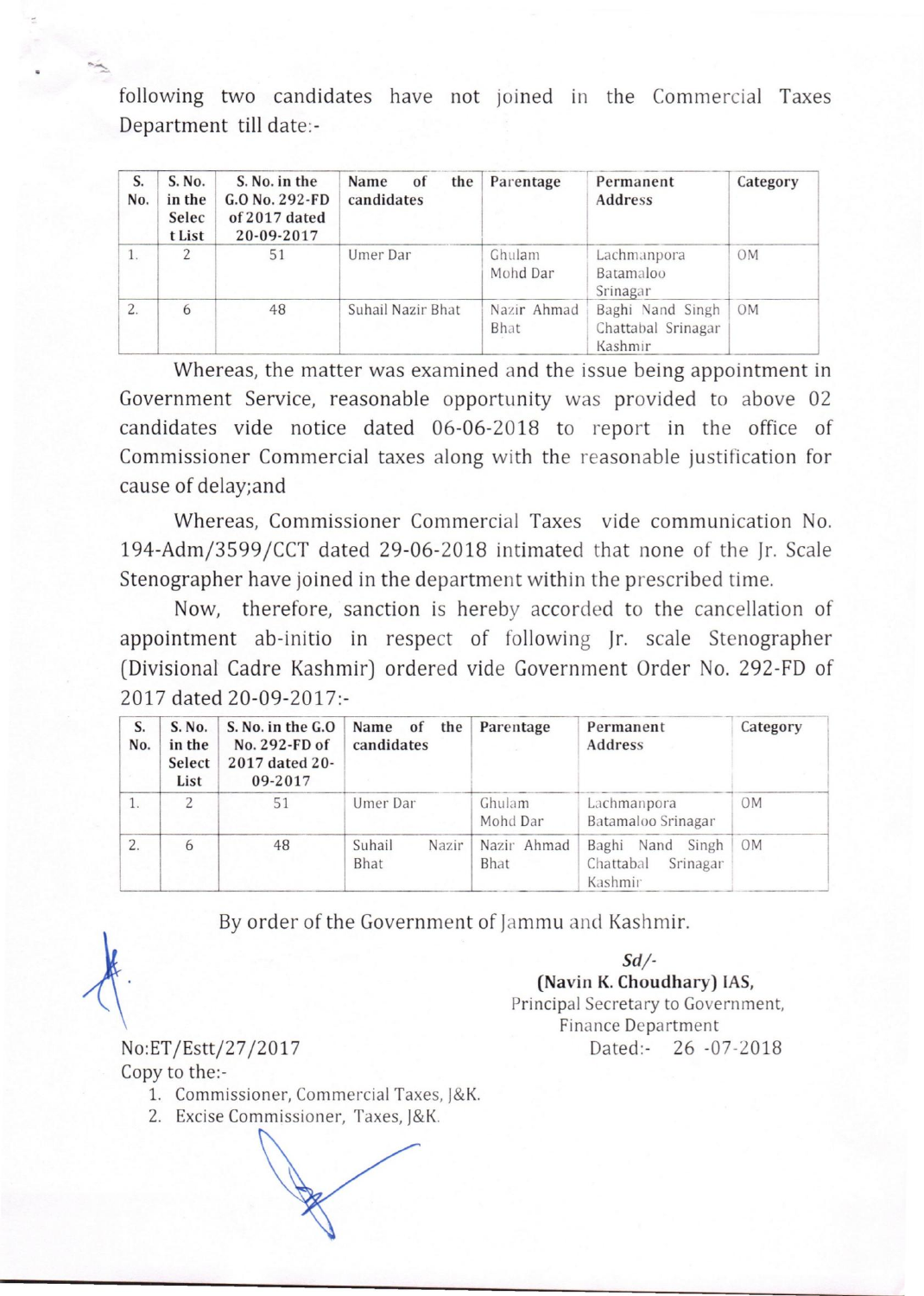following two candidates have not joined in the Commercial Taxes Department till date:-

| S. No. | S. No. in the Select List | S. No. in the G.O No. 292-FD of 2017 dated 20-09-2017 | Name of the candidates | Parentage | Permanent Address | Category |
|---|---|---|---|---|---|---|
| 1. | 2 | 51 | Umer Dar | Ghulam Mohd Dar | Lachmanpora Batamaloo Srinagar | OM |
| 2. | 6 | 48 | Suhail Nazir Bhat | Nazir Ahmad Bhat | Baghi Nand Singh Chattabal Srinagar Kashmir | OM |

Whereas, the matter was examined and the issue being appointment in Government Service, reasonable opportunity was provided to above 02 candidates vide notice dated 06-06-2018 to report in the office of Commissioner Commercial taxes along with the reasonable justification for cause of delay;and

Whereas, Commissioner Commercial Taxes vide communication No. 194-Adm/3599/CCT dated 29-06-2018 intimated that none of the Jr. Scale Stenographer have joined in the department within the prescribed time.

Now, therefore, sanction is hereby accorded to the cancellation of appointment ab-initio in respect of following Jr. scale Stenographer (Divisional Cadre Kashmir) ordered vide Government Order No. 292-FD of 2017 dated 20-09-2017:-

| S. No. | S. No. in the Select List | S. No. in the G.O No. 292-FD of 2017 dated 20-09-2017 | Name of the candidates | Parentage | Permanent Address | Category |
|---|---|---|---|---|---|---|
| 1. | 2 | 51 | Umer Dar | Ghulam Mohd Dar | Lachmanpora Batamaloo Srinagar | OM |
| 2. | 6 | 48 | Suhail Nazir Bhat | Nazir Ahmad Bhat | Baghi Nand Singh Chattabal Srinagar Kashmir | OM |

By order of the Government of Jammu and Kashmir.

*Sd/-*
**(Navin K. Choudhary) IAS,**
Principal Secretary to Government,
Finance Department

No:ET/Estt/27/2017

Dated:- 26 -07-2018

Copy to the:-

1. Commissioner, Commercial Taxes, J&K.
2. Excise Commissioner, Taxes, J&K.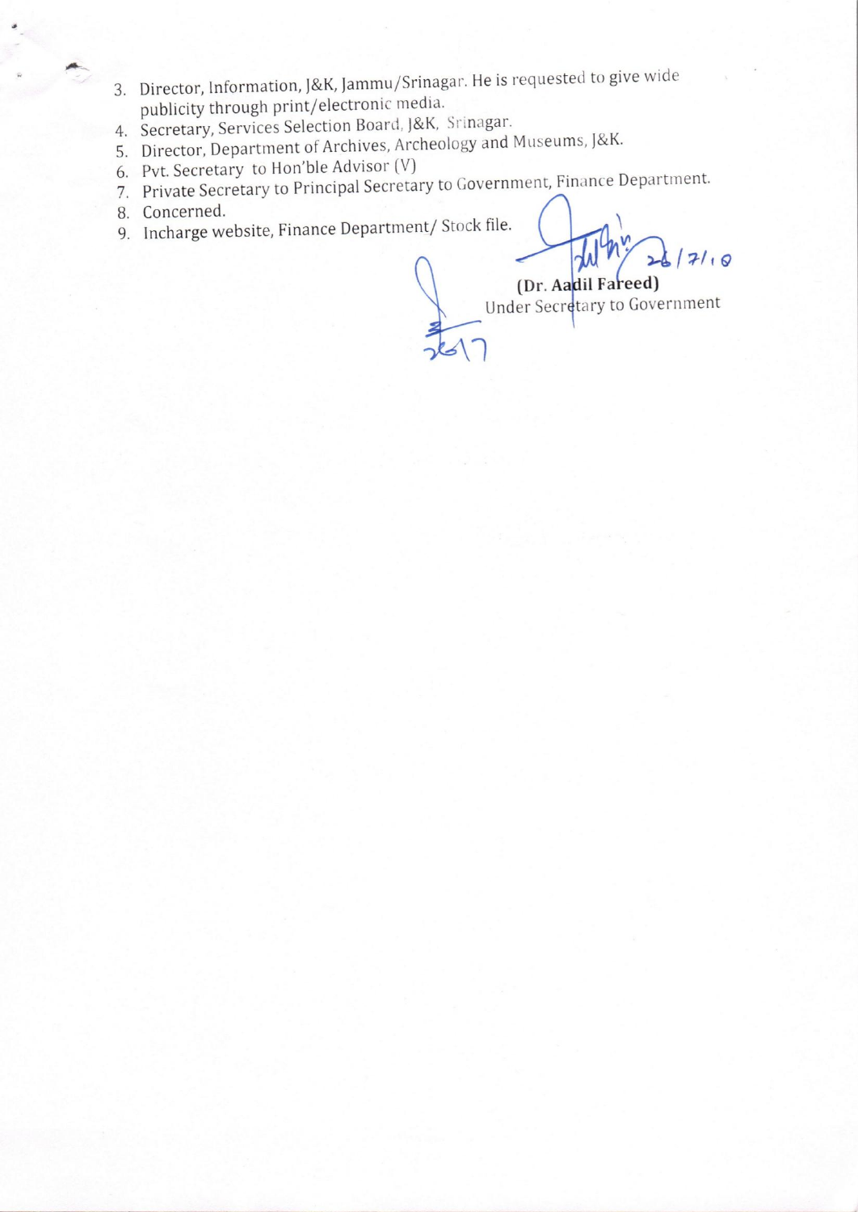3. Director, Information, J&K, Jammu/Srinagar. He is requested to give wide publicity through print/electronic media.
4. Secretary, Services Selection Board, J&K, Srinagar.
5. Director, Department of Archives, Archeology and Museums, J&K.
6. Pvt. Secretary to Hon'ble Advisor (V)
7. Private Secretary to Principal Secretary to Government, Finance Department.
8. Concerned.
9. Incharge website, Finance Department/ Stock file.

26/7/18

**(Dr. Aadil Fareed)**
Under Secretary to Government